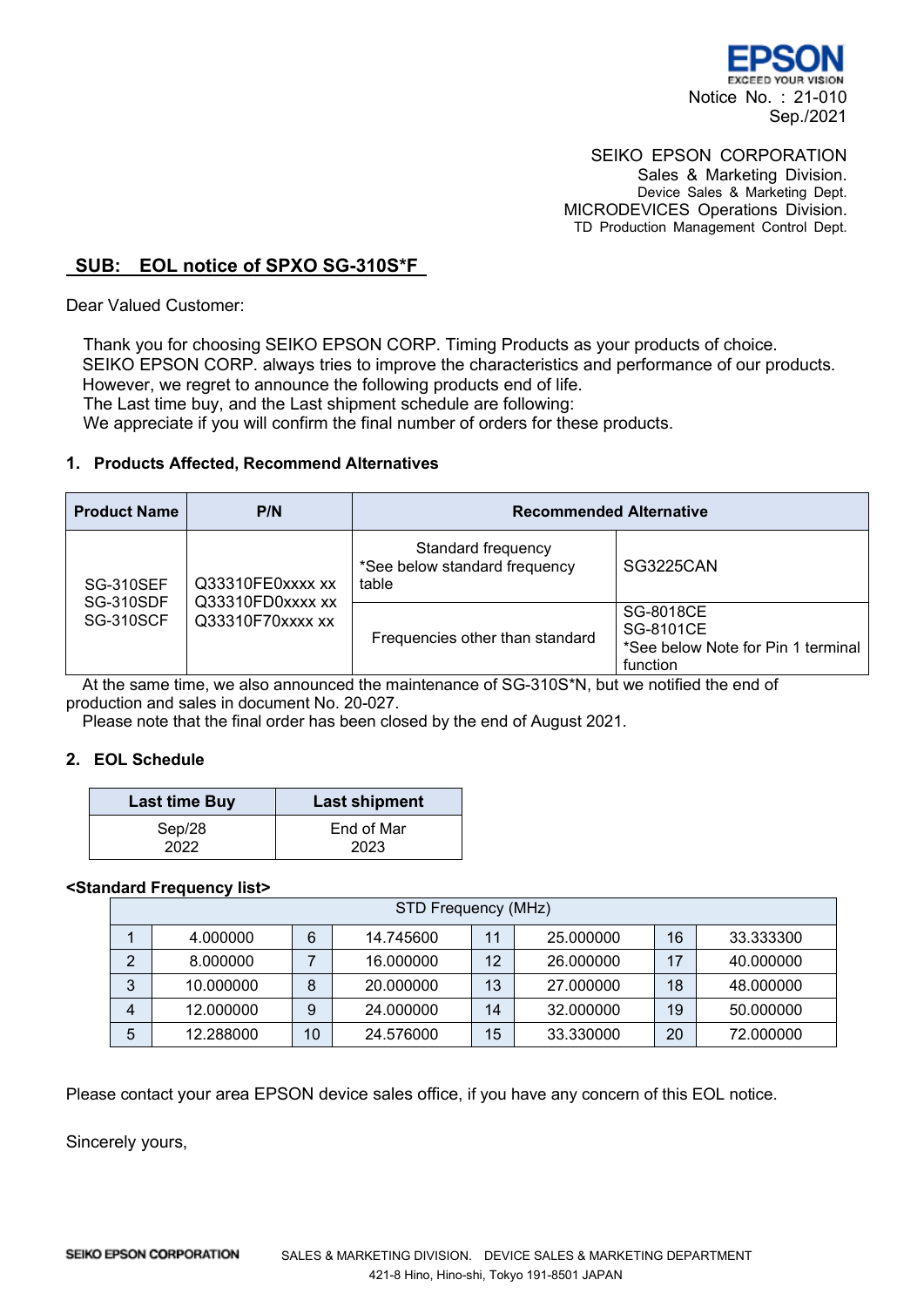EPSON
EXCEED YOUR VISION

Notice No. : 21-010
Sep./2021

SEIKO EPSON CORPORATION
Sales & Marketing Division.
Device Sales & Marketing Dept.
MICRODEVICES Operations Division.
TD Production Management Control Dept.

## SUB: EOL notice of SPXO SG-310S*F

Dear Valued Customer:

Thank you for choosing SEIKO EPSON CORP. Timing Products as your products of choice.
SEIKO EPSON CORP. always tries to improve the characteristics and performance of our products.
However, we regret to announce the following products end of life.
The Last time buy, and the Last shipment schedule are following:
We appreciate if you will confirm the final number of orders for these products.

### 1. Products Affected, Recommend Alternatives

| Product Name | P/N | Recommended Alternative | |
|---|---|---|---|
| SG-310SEF<br>SG-310SDF<br>SG-310SCF | Q33310FE0xxxx xx<br>Q33310FD0xxxx xx<br>Q33310F70xxxx xx | Standard frequency<br>*See below standard frequency table | SG3225CAN |
| | | Frequencies other than standard | SG-8018CE<br>SG-8101CE<br>*See below Note for Pin 1 terminal function |

At the same time, we also announced the maintenance of SG-310S*N, but we notified the end of production and sales in document No. 20-027.
Please note that the final order has been closed by the end of August 2021.

### 2. EOL Schedule

| Last time Buy | Last shipment |
|---|---|
| Sep/28 2022 | End of Mar 2023 |

**<Standard Frequency list>**

| STD Frequency (MHz) | | | | | | | |
|---|---|---|---|---|---|---|---|
| 1 | 4.000000 | 6 | 14.745600 | 11 | 25.000000 | 16 | 33.333300 |
| 2 | 8.000000 | 7 | 16.000000 | 12 | 26.000000 | 17 | 40.000000 |
| 3 | 10.000000 | 8 | 20.000000 | 13 | 27.000000 | 18 | 48.000000 |
| 4 | 12.000000 | 9 | 24.000000 | 14 | 32.000000 | 19 | 50.000000 |
| 5 | 12.288000 | 10 | 24.576000 | 15 | 33.330000 | 20 | 72.000000 |

Please contact your area EPSON device sales office, if you have any concern of this EOL notice.

Sincerely yours,

SEIKO EPSON CORPORATION SALES & MARKETING DIVISION. DEVICE SALES & MARKETING DEPARTMENT
421-8 Hino, Hino-shi, Tokyo 191-8501 JAPAN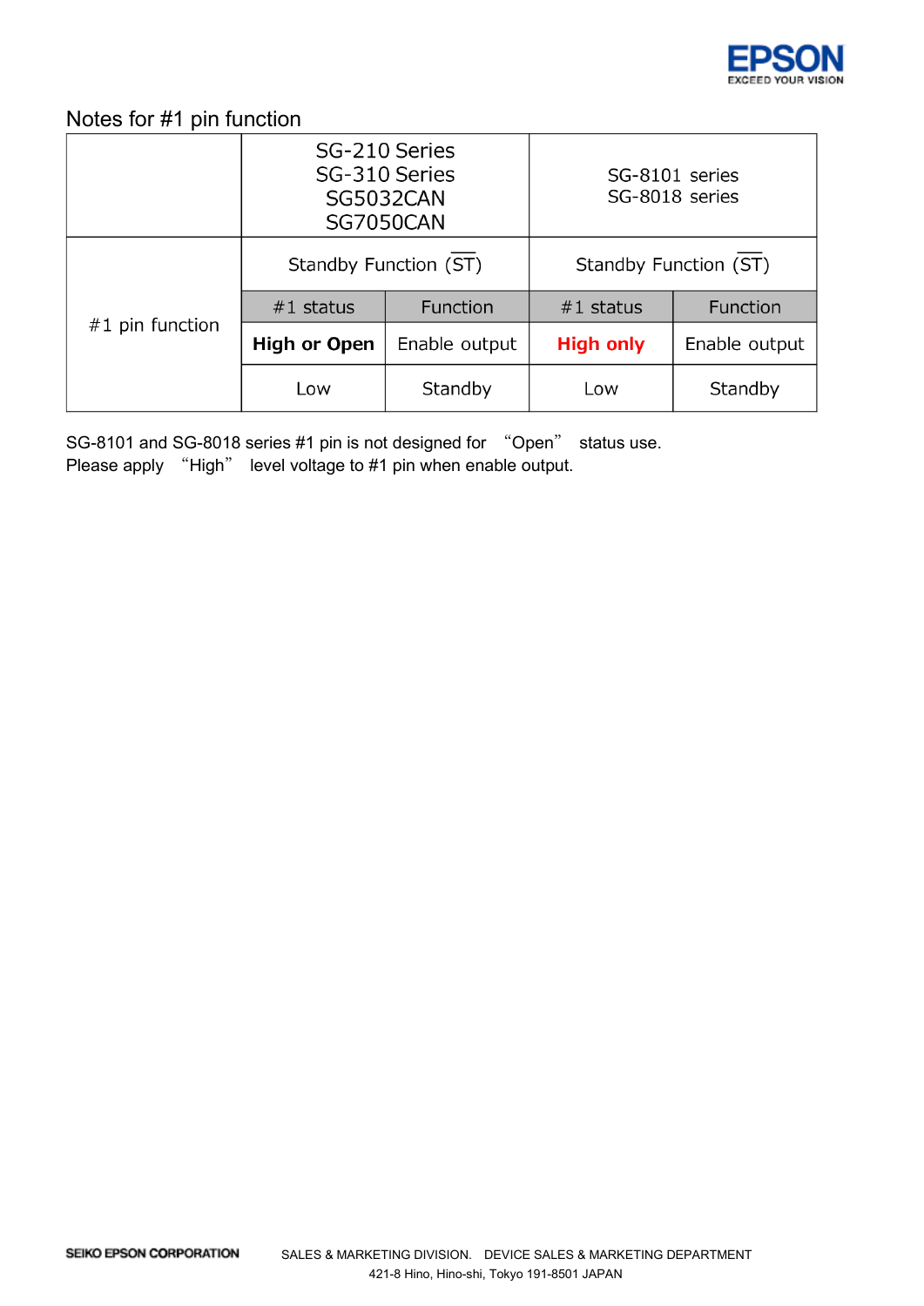## Notes for #1 pin function

| | SG-210 Series<br>SG-310 Series<br>SG5032CAN<br>SG7050CAN | | SG-8101 series<br>SG-8018 series | |
|---|---|---|---|---|
| #1 pin function | Standby Function ($\overline{ST}$) | | Standby Function ($\overline{ST}$) | |
| | #1 status | Function | #1 status | Function |
| | **High or Open** | Enable output | **High only** | Enable output |
| | Low | Standby | Low | Standby |

SG-8101 and SG-8018 series #1 pin is not designed for “Open” status use.
Please apply “High” level voltage to #1 pin when enable output.